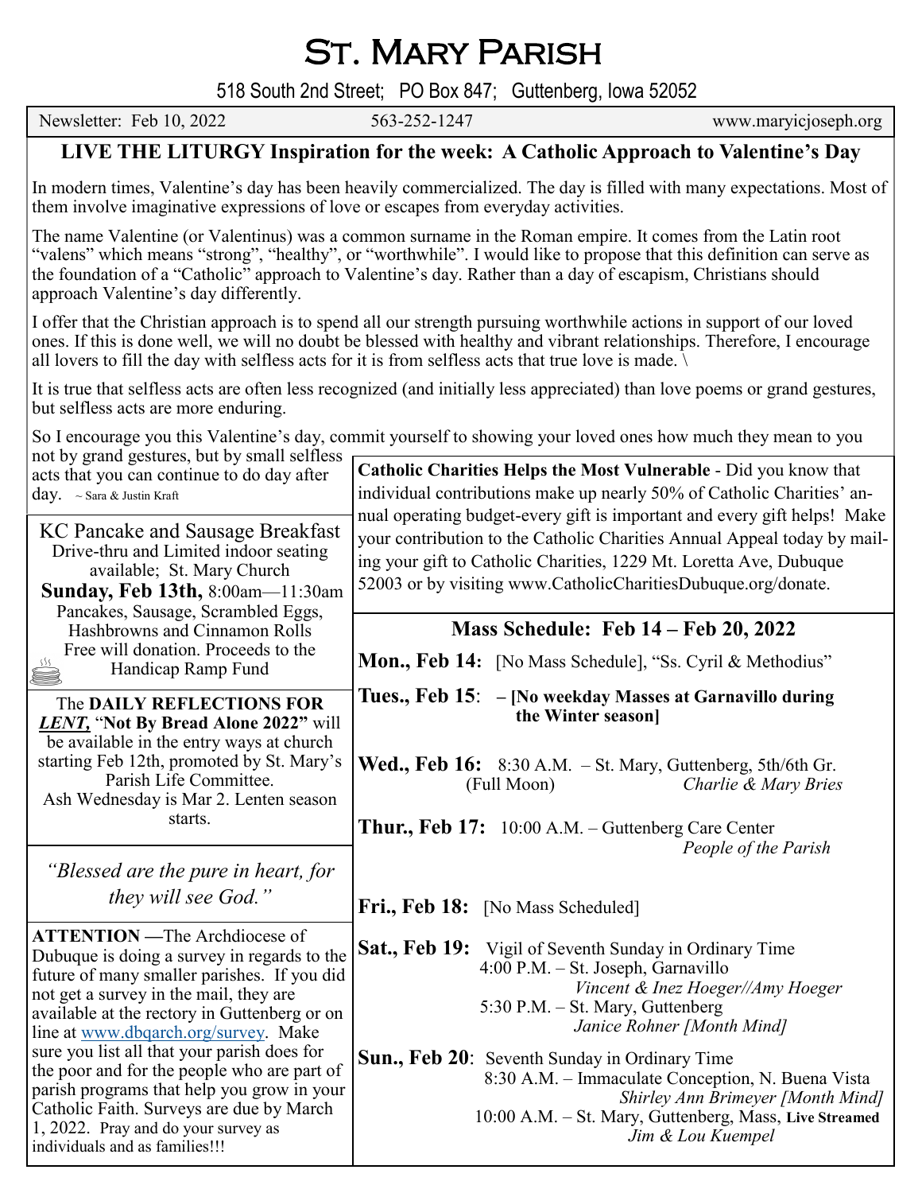# St. Mary Parish

518 South 2nd Street; PO Box 847; Guttenberg, Iowa 52052

Newsletter: Feb 10, 2022 | 563-252-1247 | www.maryicjoseph.org

## LIVE THE LITURGY Inspiration for the week: A Catholic Approach to Valentine's Day

In modern times, Valentine's day has been heavily commercialized. The day is filled with many expectations. Most of them involve imaginative expressions of love or escapes from everyday activities.

The name Valentine (or Valentinus) was a common surname in the Roman empire. It comes from the Latin root "valens" which means "strong", "healthy", or "worthwhile". I would like to propose that this definition can serve as the foundation of a "Catholic" approach to Valentine's day. Rather than a day of escapism, Christians should approach Valentine's day differently.

I offer that the Christian approach is to spend all our strength pursuing worthwhile actions in support of our loved ones. If this is done well, we will no doubt be blessed with healthy and vibrant relationships. Therefore, I encourage all lovers to fill the day with selfless acts for it is from selfless acts that true love is made. \

It is true that selfless acts are often less recognized (and initially less appreciated) than love poems or grand gestures, but selfless acts are more enduring.

So I encourage you this Valentine's day, commit yourself to showing your loved ones how much they mean to you not by grand gestures, but by small selfless acts that you can continue to do day after day. ~ Sara & Justin Kraft

KC Pancake and Sausage Breakfast
Drive-thru and Limited indoor seating available; St. Mary Church
**Sunday, Feb 13th,** 8:00am—11:30am
Pancakes, Sausage, Scrambled Eggs, Hashbrowns and Cinnamon Rolls
Free will donation. Proceeds to the Handicap Ramp Fund

The **DAILY REFLECTIONS FOR *LENT,*** "**Not By Bread Alone 2022"** will be available in the entry ways at church starting Feb 12th, promoted by St. Mary's Parish Life Committee.
Ash Wednesday is Mar 2. Lenten season starts.

*"Blessed are the pure in heart, for they will see God."*

**ATTENTION —**The Archdiocese of Dubuque is doing a survey in regards to the future of many smaller parishes. If you did not get a survey in the mail, they are available at the rectory in Guttenberg or on line at www.dbqarch.org/survey. Make sure you list all that your parish does for the poor and for the people who are part of parish programs that help you grow in your Catholic Faith. Surveys are due by March 1, 2022. Pray and do your survey as individuals and as families!!!

**Catholic Charities Helps the Most Vulnerable** - Did you know that individual contributions make up nearly 50% of Catholic Charities' annual operating budget-every gift is important and every gift helps! Make your contribution to the Catholic Charities Annual Appeal today by mailing your gift to Catholic Charities, 1229 Mt. Loretta Ave, Dubuque 52003 or by visiting www.CatholicCharitiesDubuque.org/donate.

### Mass Schedule: Feb 14 – Feb 20, 2022

**Mon., Feb 14:** [No Mass Schedule], "Ss. Cyril & Methodius"

**Tues., Feb 15**: **– [No weekday Masses at Garnavillo during the Winter season]**

**Wed., Feb 16:** 8:30 A.M. – St. Mary, Guttenberg, 5th/6th Gr. (Full Moon) *Charlie & Mary Bries*

**Thur., Feb 17:** 10:00 A.M. – Guttenberg Care Center *People of the Parish*

**Fri., Feb 18:** [No Mass Scheduled]

**Sat., Feb 19:** Vigil of Seventh Sunday in Ordinary Time
4:00 P.M. – St. Joseph, Garnavillo *Vincent & Inez Hoeger//Amy Hoeger*
5:30 P.M. – St. Mary, Guttenberg *Janice Rohner [Month Mind]*

**Sun., Feb 20**: Seventh Sunday in Ordinary Time
8:30 A.M. – Immaculate Conception, N. Buena Vista *Shirley Ann Brimeyer [Month Mind]*
10:00 A.M. – St. Mary, Guttenberg, Mass, **Live Streamed** *Jim & Lou Kuempel*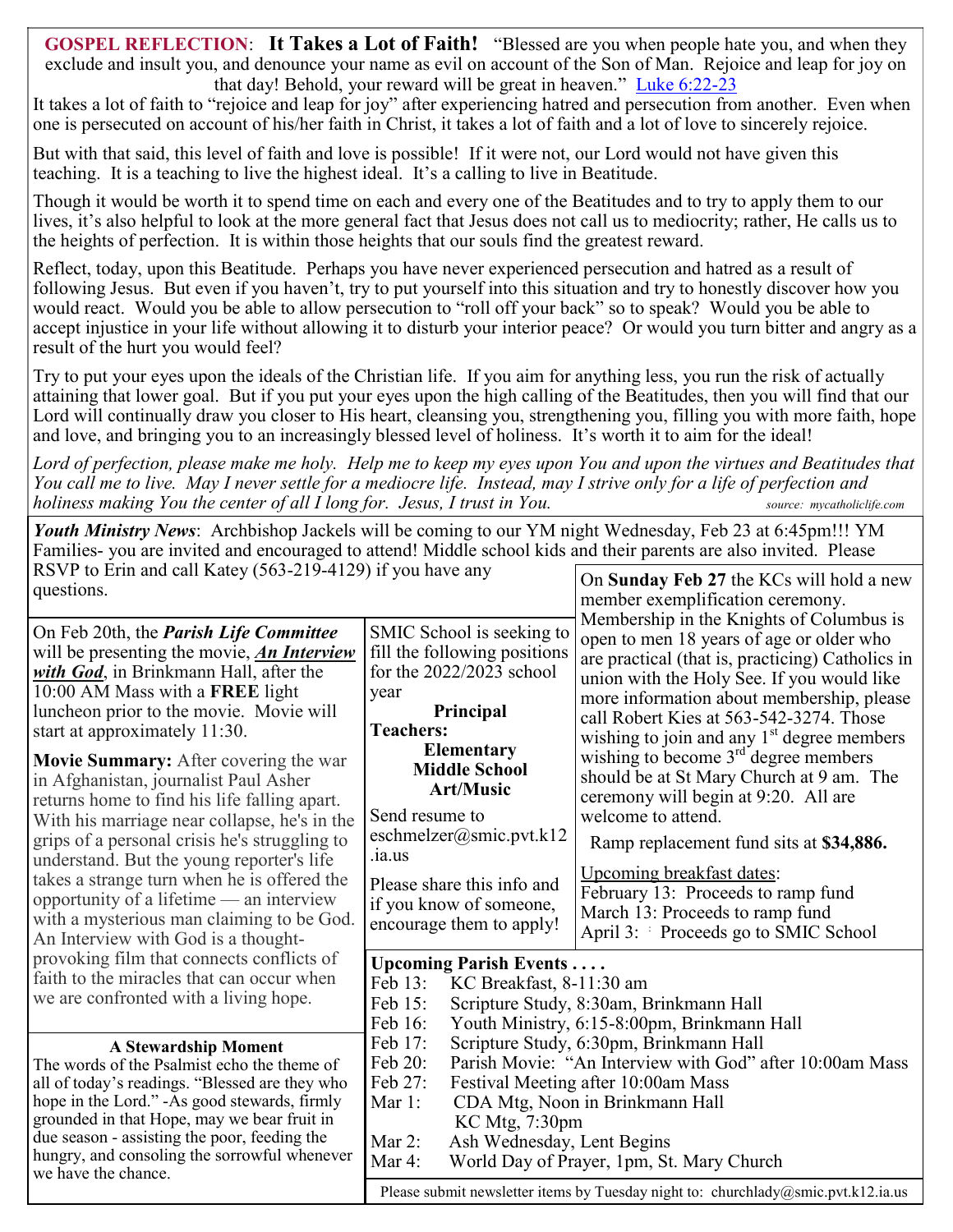**GOSPEL REFLECTION**: **It Takes a Lot of Faith!** "Blessed are you when people hate you, and when they exclude and insult you, and denounce your name as evil on account of the Son of Man. Rejoice and leap for joy on that day! Behold, your reward will be great in heaven." Luke 6:22-23

It takes a lot of faith to "rejoice and leap for joy" after experiencing hatred and persecution from another. Even when one is persecuted on account of his/her faith in Christ, it takes a lot of faith and a lot of love to sincerely rejoice.

But with that said, this level of faith and love is possible! If it were not, our Lord would not have given this teaching. It is a teaching to live the highest ideal. It's a calling to live in Beatitude.

Though it would be worth it to spend time on each and every one of the Beatitudes and to try to apply them to our lives, it's also helpful to look at the more general fact that Jesus does not call us to mediocrity; rather, He calls us to the heights of perfection. It is within those heights that our souls find the greatest reward.

Reflect, today, upon this Beatitude. Perhaps you have never experienced persecution and hatred as a result of following Jesus. But even if you haven't, try to put yourself into this situation and try to honestly discover how you would react. Would you be able to allow persecution to "roll off your back" so to speak? Would you be able to accept injustice in your life without allowing it to disturb your interior peace? Or would you turn bitter and angry as a result of the hurt you would feel?

Try to put your eyes upon the ideals of the Christian life. If you aim for anything less, you run the risk of actually attaining that lower goal. But if you put your eyes upon the high calling of the Beatitudes, then you will find that our Lord will continually draw you closer to His heart, cleansing you, strengthening you, filling you with more faith, hope and love, and bringing you to an increasingly blessed level of holiness. It's worth it to aim for the ideal!

*Lord of perfection, please make me holy. Help me to keep my eyes upon You and upon the virtues and Beatitudes that You call me to live. May I never settle for a mediocre life. Instead, may I strive only for a life of perfection and holiness making You the center of all I long for. Jesus, I trust in You.*

*source: mycatholiclife.com*

***Youth Ministry News***: Archbishop Jackels will be coming to our YM night Wednesday, Feb 23 at 6:45pm!!! YM Families- you are invited and encouraged to attend! Middle school kids and their parents are also invited. Please RSVP to Erin and call Katey (563-219-4129) if you have any questions.

On Feb 20th, the ***Parish Life Committee*** will be presenting the movie, ***An Interview with God***, in Brinkmann Hall, after the 10:00 AM Mass with a **FREE** light luncheon prior to the movie. Movie will start at approximately 11:30.

**Movie Summary:** After covering the war in Afghanistan, journalist Paul Asher returns home to find his life falling apart. With his marriage near collapse, he's in the grips of a personal crisis he's struggling to understand. But the young reporter's life takes a strange turn when he is offered the opportunity of a lifetime — an interview with a mysterious man claiming to be God. An Interview with God is a thought-provoking film that connects conflicts of faith to the miracles that can occur when we are confronted with a living hope.

SMIC School is seeking to fill the following positions for the 2022/2023 school year

**Principal**
**Teachers:**
**Elementary**
**Middle School**
**Art/Music**

Send resume to eschmelzer@smic.pvt.k12.ia.us

Please share this info and if you know of someone, encourage them to apply!

On **Sunday Feb 27** the KCs will hold a new member exemplification ceremony. Membership in the Knights of Columbus is open to men 18 years of age or older who are practical (that is, practicing) Catholics in union with the Holy See. If you would like more information about membership, please call Robert Kies at 563-542-3274. Those wishing to join and any 1st degree members wishing to become 3rd degree members should be at St Mary Church at 9 am. The ceremony will begin at 9:20. All are welcome to attend.

Ramp replacement fund sits at **$34,886.**

Upcoming breakfast dates:
February 13: Proceeds to ramp fund
March 13: Proceeds to ramp fund
April 3: Proceeds go to SMIC School

### A Stewardship Moment

The words of the Psalmist echo the theme of all of today's readings. "Blessed are they who hope in the Lord." -As good stewards, firmly grounded in that Hope, may we bear fruit in due season - assisting the poor, feeding the hungry, and consoling the sorrowful whenever we have the chance.

**Upcoming Parish Events . . . .**

- Feb 13: KC Breakfast, 8-11:30 am
- Feb 15: Scripture Study, 8:30am, Brinkmann Hall
- Feb 16: Youth Ministry, 6:15-8:00pm, Brinkmann Hall
- Feb 17: Scripture Study, 6:30pm, Brinkmann Hall
- Feb 20: Parish Movie: "An Interview with God" after 10:00am Mass
- Feb 27: Festival Meeting after 10:00am Mass
- Mar 1: CDA Mtg, Noon in Brinkmann Hall
  KC Mtg, 7:30pm
- Mar 2: Ash Wednesday, Lent Begins
- Mar 4: World Day of Prayer, 1pm, St. Mary Church

Please submit newsletter items by Tuesday night to: churchlady@smic.pvt.k12.ia.us